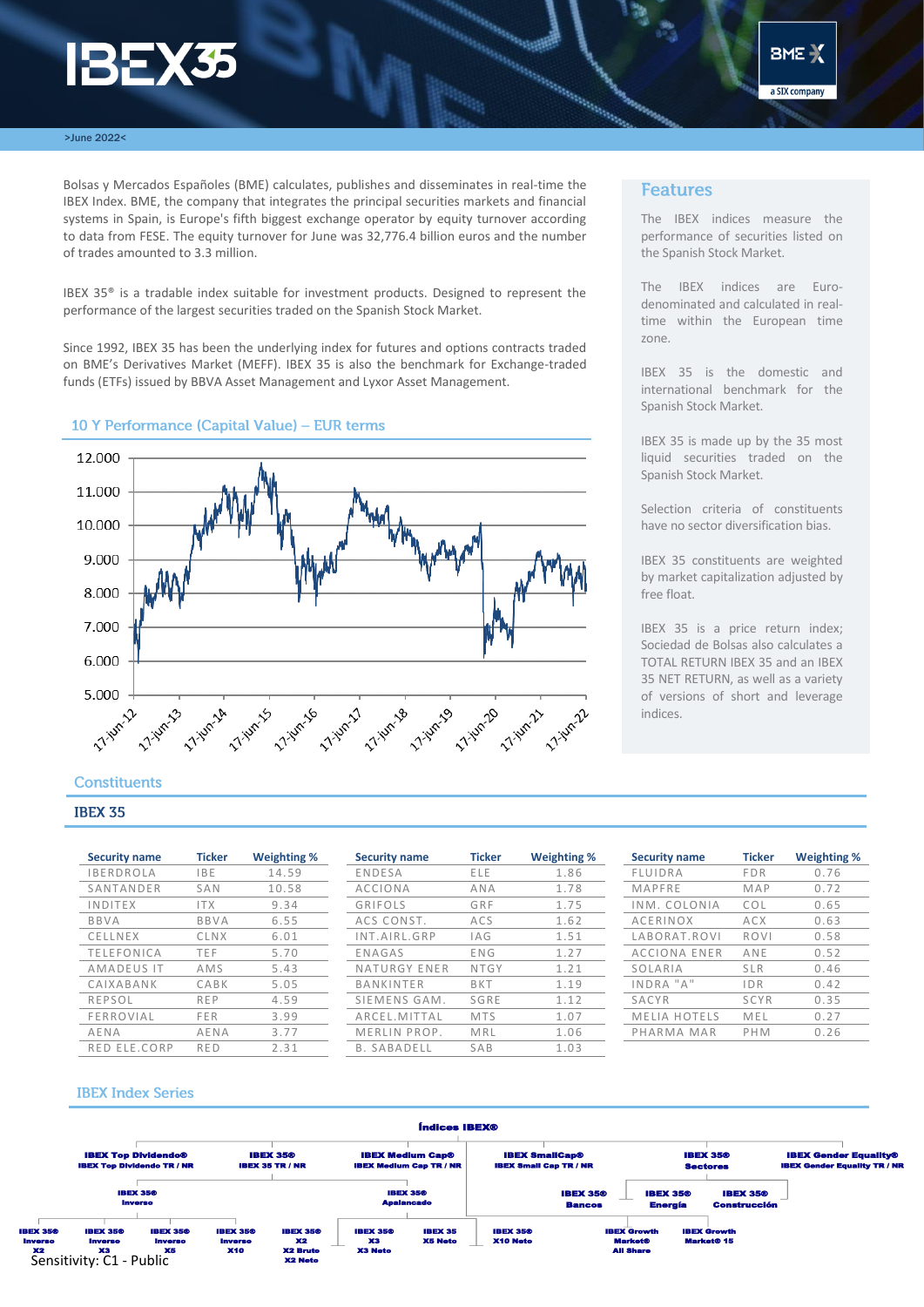# IBEX35

>June 2022<

Bolsas y Mercados Españoles (BME) calculates, publishes and disseminates in real-time the IBEX Index. BME, the company that integrates the principal securities markets and financial systems in Spain, is Europe's fifth biggest exchange operator by equity turnover according to data from FESE. The equity turnover for June was 32,776.4 billion euros and the number of trades amounted to 3.3 million.

IBEX 35® is a tradable index suitable for investment products. Designed to represent the performance of the largest securities traded on the Spanish Stock Market.

Since 1992, IBEX 35 has been the underlying index for futures and options contracts traded on BME's Derivatives Market (MEFF). IBEX 35 is also the benchmark for Exchange-traded funds (ETFs) issued by BBVA Asset Management and Lyxor Asset Management.

## 10 Y Performance (Capital Value) – EUR terms

## Features

The IBEX indices measure the performance of securities listed on the Spanish Stock Market.

The IBEX indices are Euro-denominated and calculated in real-time within the European time zone.

IBEX 35 is the domestic and international benchmark for the Spanish Stock Market.

IBEX 35 is made up by the 35 most liquid securities traded on the Spanish Stock Market.

Selection criteria of constituents have no sector diversification bias.

IBEX 35 constituents are weighted by market capitalization adjusted by free float.

IBEX 35 is a price return index; Sociedad de Bolsas also calculates a TOTAL RETURN IBEX 35 and an IBEX 35 NET RETURN, as well as a variety of versions of short and leverage indices.

## Constituents

### IBEX 35

| Security name | Ticker | Weighting % |
|---|---|---|
| IBERDROLA | IBE | 14.59 |
| SANTANDER | SAN | 10.58 |
| INDITEX | ITX | 9.34 |
| BBVA | BBVA | 6.55 |
| CELLNEX | CLNX | 6.01 |
| TELEFONICA | TEF | 5.70 |
| AMADEUS IT | AMS | 5.43 |
| CAIXABANK | CABK | 5.05 |
| REPSOL | REP | 4.59 |
| FERROVIAL | FER | 3.99 |
| AENA | AENA | 3.77 |
| RED ELE.CORP | RED | 2.31 |
| ENDESA | ELE | 1.86 |
| ACCIONA | ANA | 1.78 |
| GRIFOLS | GRF | 1.75 |
| ACS CONST. | ACS | 1.62 |
| INT.AIRL.GRP | IAG | 1.51 |
| ENAGAS | ENG | 1.27 |
| NATURGY ENER | NTGY | 1.21 |
| BANKINTER | BKT | 1.19 |
| SIEMENS GAM. | SGRE | 1.12 |
| ARCEL.MITTAL | MTS | 1.07 |
| MERLIN PROP. | MRL | 1.06 |
| B. SABADELL | SAB | 1.03 |
| FLUIDRA | FDR | 0.76 |
| MAPFRE | MAP | 0.72 |
| INM. COLONIA | COL | 0.65 |
| ACERINOX | ACX | 0.63 |
| LABORAT.ROVI | ROVI | 0.58 |
| ACCIONA ENER | ANE | 0.52 |
| SOLARIA | SLR | 0.46 |
| INDRA "A" | IDR | 0.42 |
| SACYR | SCYR | 0.35 |
| MELIA HOTELS | MEL | 0.27 |
| PHARMA MAR | PHM | 0.26 |

## IBEX Index Series

**Índices IBEX®**

- IBEX Top Dividendo® – IBEX Top Dividendo TR / NR
- IBEX 35® – IBEX 35 TR / NR
  - IBEX 35® Inverso: IBEX 35® Inverso X2; IBEX 35® Inverso X3; IBEX 35® Inverso X5; IBEX 35® Inverso X10
  - IBEX 35® Apalancado: IBEX 35® X2; IBEX 35® X2 Bruto; IBEX 35® X2 Neto; IBEX 35® X3; IBEX 35® X3 Neto; IBEX 35 X5 Neto; IBEX 35® X10 Neto
- IBEX Medium Cap® – IBEX Medium Cap TR / NR
- IBEX SmallCap® – IBEX Small Cap TR / NR
  - IBEX Growth Market® All Share; IBEX Growth Market® 15
- IBEX 35® Sectores
  - IBEX 35® Bancos; IBEX 35® Energía; IBEX 35® Construcción
- IBEX Gender Equality® – IBEX Gender Equality TR / NR

Sensitivity: C1 - Public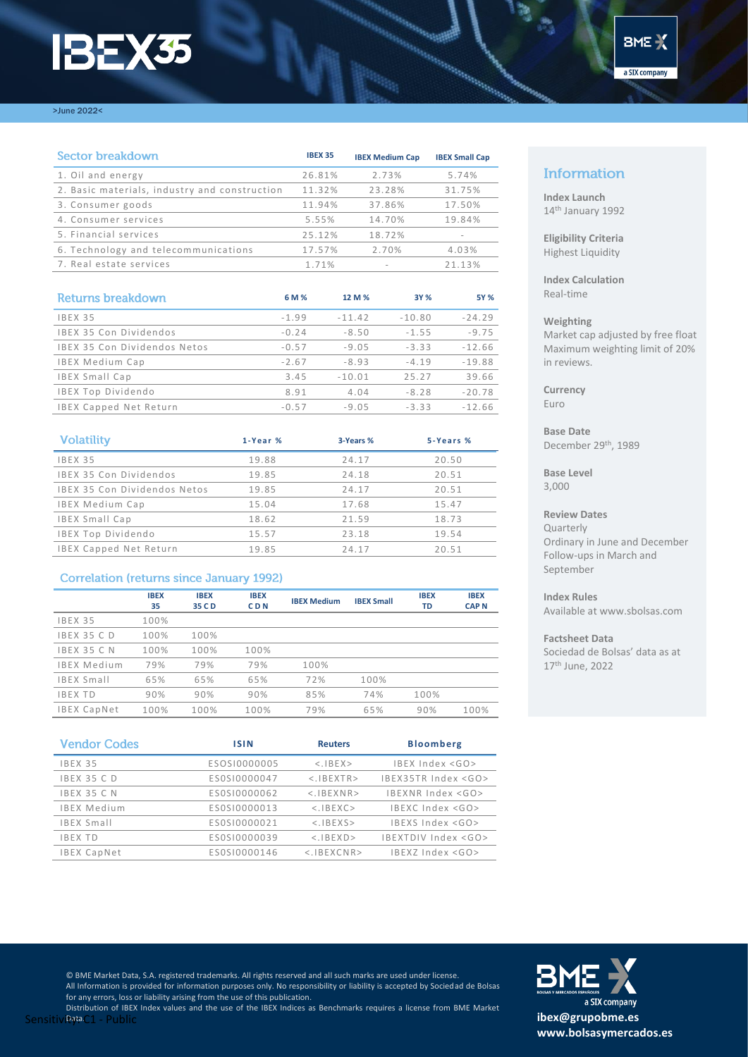# IBEX35

>June 2022<

## Sector breakdown

| Sector breakdown | IBEX 35 | IBEX Medium Cap | IBEX Small Cap |
|---|---|---|---|
| 1. Oil and energy | 26.81% | 2.73% | 5.74% |
| 2. Basic materials, industry and construction | 11.32% | 23.28% | 31.75% |
| 3. Consumer goods | 11.94% | 37.86% | 17.50% |
| 4. Consumer services | 5.55% | 14.70% | 19.84% |
| 5. Financial services | 25.12% | 18.72% | - |
| 6. Technology and telecommunications | 17.57% | 2.70% | 4.03% |
| 7. Real estate services | 1.71% | - | 21.13% |

## Returns breakdown

| Returns breakdown | 6 M % | 12 M % | 3Y % | 5Y % |
|---|---|---|---|---|
| IBEX 35 | -1.99 | -11.42 | -10.80 | -24.29 |
| IBEX 35 Con Dividendos | -0.24 | -8.50 | -1.55 | -9.75 |
| IBEX 35 Con Dividendos Netos | -0.57 | -9.05 | -3.33 | -12.66 |
| IBEX Medium Cap | -2.67 | -8.93 | -4.19 | -19.88 |
| IBEX Small Cap | 3.45 | -10.01 | 25.27 | 39.66 |
| IBEX Top Dividendo | 8.91 | 4.04 | -8.28 | -20.78 |
| IBEX Capped Net Return | -0.57 | -9.05 | -3.33 | -12.66 |

## Volatility

| Volatility | 1-Year % | 3-Years % | 5-Years % |
|---|---|---|---|
| IBEX 35 | 19.88 | 24.17 | 20.50 |
| IBEX 35 Con Dividendos | 19.85 | 24.18 | 20.51 |
| IBEX 35 Con Dividendos Netos | 19.85 | 24.17 | 20.51 |
| IBEX Medium Cap | 15.04 | 17.68 | 15.47 |
| IBEX Small Cap | 18.62 | 21.59 | 18.73 |
| IBEX Top Dividendo | 15.57 | 23.18 | 19.54 |
| IBEX Capped Net Return | 19.85 | 24.17 | 20.51 |

## Correlation (returns since January 1992)

| | IBEX 35 | IBEX 35 C D | IBEX C D N | IBEX Medium | IBEX Small | IBEX TD | IBEX CAP N |
|---|---|---|---|---|---|---|---|
| IBEX 35 | 100% | | | | | | |
| IBEX 35 C D | 100% | 100% | | | | | |
| IBEX 35 C N | 100% | 100% | 100% | | | | |
| IBEX Medium | 79% | 79% | 79% | 100% | | | |
| IBEX Small | 65% | 65% | 65% | 72% | 100% | | |
| IBEX TD | 90% | 90% | 90% | 85% | 74% | 100% | |
| IBEX CapNet | 100% | 100% | 100% | 79% | 65% | 90% | 100% |

## Vendor Codes

| Vendor Codes | ISIN | Reuters | Bloomberg |
|---|---|---|---|
| IBEX 35 | ES0SI0000005 | <.IBEX> | IBEX Index <GO> |
| IBEX 35 C D | ES0SI0000047 | <.IBEXTR> | IBEX35TR Index <GO> |
| IBEX 35 C N | ES0SI0000062 | <.IBEXNR> | IBEXNR Index <GO> |
| IBEX Medium | ES0SI0000013 | <.IBEXC> | IBEXC Index <GO> |
| IBEX Small | ES0SI0000021 | <.IBEXS> | IBEXS Index <GO> |
| IBEX TD | ES0SI0000039 | <.IBEXD> | IBEXTDIV Index <GO> |
| IBEX CapNet | ES0SI0000146 | <.IBEXCNR> | IBEXZ Index <GO> |

## Information

**Index Launch**
14th January 1992

**Eligibility Criteria**
Highest Liquidity

**Index Calculation**
Real-time

**Weighting**
Market cap adjusted by free float
Maximum weighting limit of 20% in reviews.

**Currency**
Euro

**Base Date**
December 29th, 1989

**Base Level**
3,000

**Review Dates**
Quarterly
Ordinary in June and December
Follow-ups in March and September

**Index Rules**
Available at www.sbolsas.com

**Factsheet Data**
Sociedad de Bolsas' data as at 17th June, 2022

© BME Market Data, S.A. registered trademarks. All rights reserved and all such marks are used under license.
All Information is provided for information purposes only. No responsibility or liability is accepted by Sociedad de Bolsas for any errors, loss or liability arising from the use of this publication.
Distribution of IBEX Index values and the use of the IBEX Indices as Benchmarks requires a license from BME Market Data.

ibex@grupobme.es
www.bolsasymercados.es